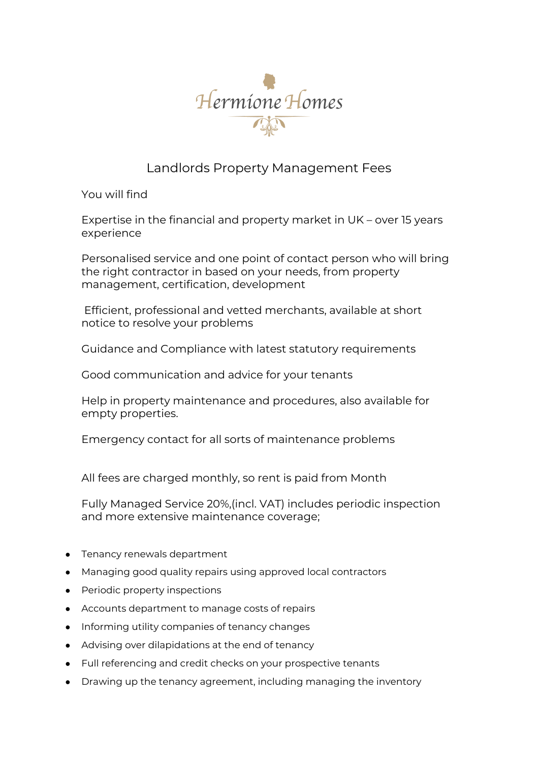# Hermione Homes

## Landlords Property Management Fees

You will find

Expertise in the financial and property market in UK – over 15 years experience

Personalised service and one point of contact person who will bring the right contractor in based on your needs, from property management, certification, development

Efficient, professional and vetted merchants, available at short notice to resolve your problems

Guidance and Compliance with latest statutory requirements

Good communication and advice for your tenants

Help in property maintenance and procedures, also available for empty properties.

Emergency contact for all sorts of maintenance problems

All fees are charged monthly, so rent is paid from Month

Fully Managed Service 20%,(incl. VAT) includes periodic inspection and more extensive maintenance coverage;

- Tenancy renewals department
- Managing good quality repairs using approved local contractors
- Periodic property inspections
- Accounts department to manage costs of repairs
- Informing utility companies of tenancy changes
- Advising over dilapidations at the end of tenancy
- Full referencing and credit checks on your prospective tenants
- Drawing up the tenancy agreement, including managing the inventory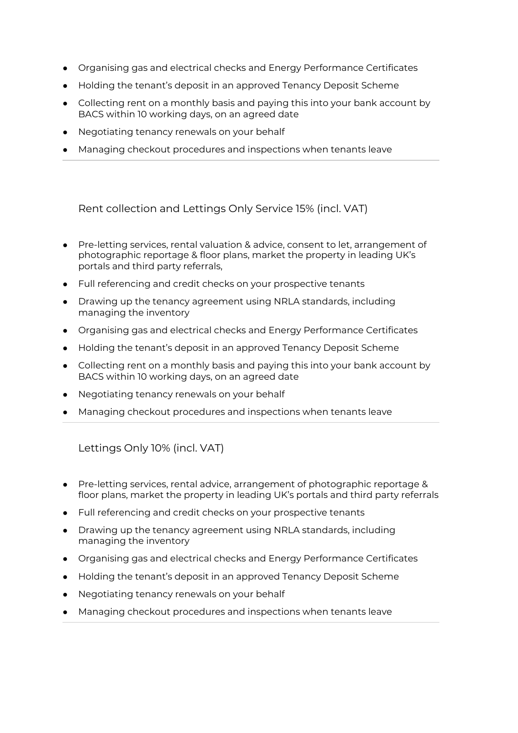- Organising gas and electrical checks and Energy Performance Certificates
- Holding the tenant's deposit in an approved Tenancy Deposit Scheme
- Collecting rent on a monthly basis and paying this into your bank account by BACS within 10 working days, on an agreed date
- Negotiating tenancy renewals on your behalf
- Managing checkout procedures and inspections when tenants leave

---

### Rent collection and Lettings Only Service 15% (incl. VAT)

- Pre-letting services, rental valuation & advice, consent to let, arrangement of photographic reportage & floor plans, market the property in leading UK's portals and third party referrals,
- Full referencing and credit checks on your prospective tenants
- Drawing up the tenancy agreement using NRLA standards, including managing the inventory
- Organising gas and electrical checks and Energy Performance Certificates
- Holding the tenant's deposit in an approved Tenancy Deposit Scheme
- Collecting rent on a monthly basis and paying this into your bank account by BACS within 10 working days, on an agreed date
- Negotiating tenancy renewals on your behalf
- Managing checkout procedures and inspections when tenants leave

---

### Lettings Only 10% (incl. VAT)

- Pre-letting services, rental advice, arrangement of photographic reportage & floor plans, market the property in leading UK's portals and third party referrals
- Full referencing and credit checks on your prospective tenants
- Drawing up the tenancy agreement using NRLA standards, including managing the inventory
- Organising gas and electrical checks and Energy Performance Certificates
- Holding the tenant's deposit in an approved Tenancy Deposit Scheme
- Negotiating tenancy renewals on your behalf
- Managing checkout procedures and inspections when tenants leave

---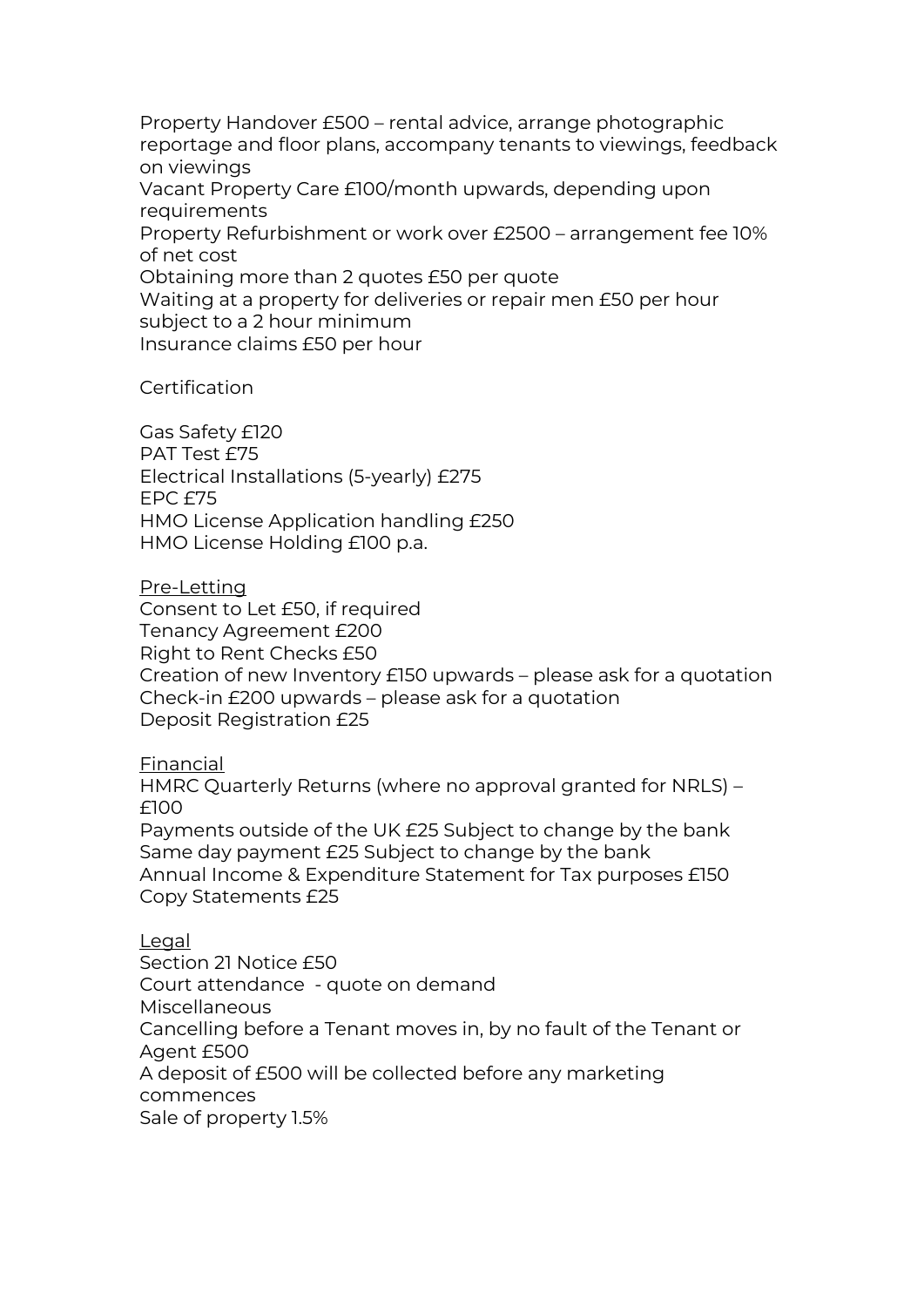Property Handover £500 – rental advice, arrange photographic reportage and floor plans, accompany tenants to viewings, feedback on viewings
Vacant Property Care £100/month upwards, depending upon requirements
Property Refurbishment or work over £2500 – arrangement fee 10% of net cost
Obtaining more than 2 quotes £50 per quote
Waiting at a property for deliveries or repair men £50 per hour subject to a 2 hour minimum
Insurance claims £50 per hour

Certification

Gas Safety £120
PAT Test £75
Electrical Installations (5-yearly) £275
EPC £75
HMO License Application handling £250
HMO License Holding £100 p.a.

<u>Pre-Letting</u>
Consent to Let £50, if required
Tenancy Agreement £200
Right to Rent Checks £50
Creation of new Inventory £150 upwards – please ask for a quotation
Check-in £200 upwards – please ask for a quotation
Deposit Registration £25

<u>Financial</u>
HMRC Quarterly Returns (where no approval granted for NRLS) – £100
Payments outside of the UK £25 Subject to change by the bank
Same day payment £25 Subject to change by the bank
Annual Income & Expenditure Statement for Tax purposes £150
Copy Statements £25

<u>Legal</u>
Section 21 Notice £50
Court attendance - quote on demand
Miscellaneous
Cancelling before a Tenant moves in, by no fault of the Tenant or Agent £500
A deposit of £500 will be collected before any marketing commences
Sale of property 1.5%